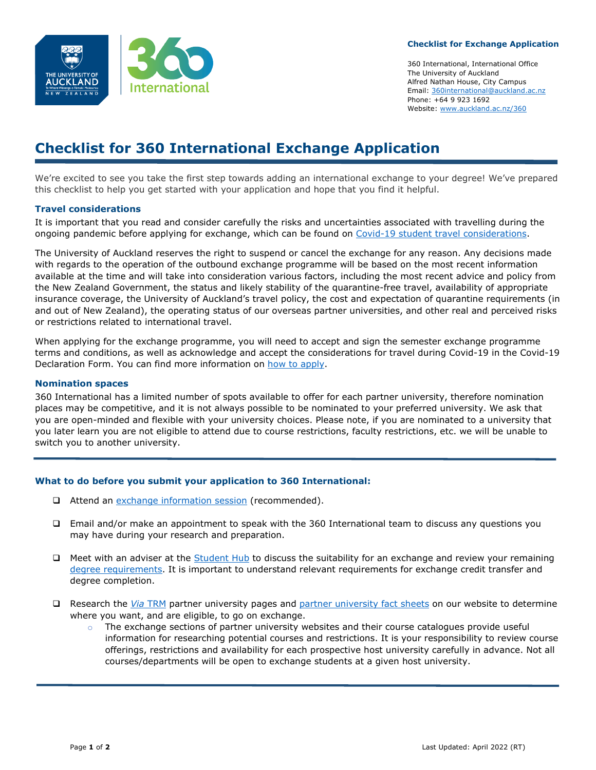**Checklist for Exchange Application**

360 International, International Office
The University of Auckland
Alfred Nathan House, City Campus
Email: 360international@auckland.ac.nz
Phone: +64 9 923 1692
Website: www.auckland.ac.nz/360

# Checklist for 360 International Exchange Application

We're excited to see you take the first step towards adding an international exchange to your degree! We've prepared this checklist to help you get started with your application and hope that you find it helpful.

### Travel considerations

It is important that you read and consider carefully the risks and uncertainties associated with travelling during the ongoing pandemic before applying for exchange, which can be found on Covid-19 student travel considerations.

The University of Auckland reserves the right to suspend or cancel the exchange for any reason. Any decisions made with regards to the operation of the outbound exchange programme will be based on the most recent information available at the time and will take into consideration various factors, including the most recent advice and policy from the New Zealand Government, the status and likely stability of the quarantine-free travel, availability of appropriate insurance coverage, the University of Auckland's travel policy, the cost and expectation of quarantine requirements (in and out of New Zealand), the operating status of our overseas partner universities, and other real and perceived risks or restrictions related to international travel.

When applying for the exchange programme, you will need to accept and sign the semester exchange programme terms and conditions, as well as acknowledge and accept the considerations for travel during Covid-19 in the Covid-19 Declaration Form. You can find more information on how to apply.

### Nomination spaces

360 International has a limited number of spots available to offer for each partner university, therefore nomination places may be competitive, and it is not always possible to be nominated to your preferred university. We ask that you are open-minded and flexible with your university choices. Please note, if you are nominated to a university that you later learn you are not eligible to attend due to course restrictions, faculty restrictions, etc. we will be unable to switch you to another university.

---

### What to do before you submit your application to 360 International:

- ❑ Attend an exchange information session (recommended).
- ❑ Email and/or make an appointment to speak with the 360 International team to discuss any questions you may have during your research and preparation.
- ❑ Meet with an adviser at the Student Hub to discuss the suitability for an exchange and review your remaining degree requirements. It is important to understand relevant requirements for exchange credit transfer and degree completion.
- ❑ Research the *Via* TRM partner university pages and partner university fact sheets on our website to determine where you want, and are eligible, to go on exchange.
  - The exchange sections of partner university websites and their course catalogues provide useful information for researching potential courses and restrictions. It is your responsibility to review course offerings, restrictions and availability for each prospective host university carefully in advance. Not all courses/departments will be open to exchange students at a given host university.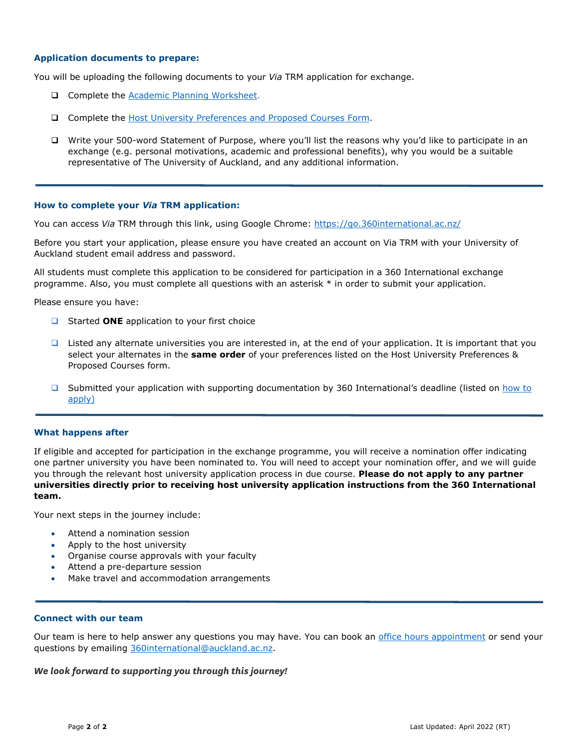### Application documents to prepare:

You will be uploading the following documents to your *Via* TRM application for exchange.

- ❑ Complete the Academic Planning Worksheet.
- ❑ Complete the Host University Preferences and Proposed Courses Form.
- ❑ Write your 500-word Statement of Purpose, where you'll list the reasons why you'd like to participate in an exchange (e.g. personal motivations, academic and professional benefits), why you would be a suitable representative of The University of Auckland, and any additional information.

---

### How to complete your *Via* TRM application:

You can access *Via* TRM through this link, using Google Chrome: https://go.360international.ac.nz/

Before you start your application, please ensure you have created an account on Via TRM with your University of Auckland student email address and password.

All students must complete this application to be considered for participation in a 360 International exchange programme. Also, you must complete all questions with an asterisk * in order to submit your application.

Please ensure you have:

- ❑ Started **ONE** application to your first choice
- ❑ Listed any alternate universities you are interested in, at the end of your application. It is important that you select your alternates in the **same order** of your preferences listed on the Host University Preferences & Proposed Courses form.
- ❑ Submitted your application with supporting documentation by 360 International's deadline (listed on how to apply)

---

### What happens after

If eligible and accepted for participation in the exchange programme, you will receive a nomination offer indicating one partner university you have been nominated to. You will need to accept your nomination offer, and we will guide you through the relevant host university application process in due course. **Please do not apply to any partner universities directly prior to receiving host university application instructions from the 360 International team.**

Your next steps in the journey include:

- Attend a nomination session
- Apply to the host university
- Organise course approvals with your faculty
- Attend a pre-departure session
- Make travel and accommodation arrangements

---

### Connect with our team

Our team is here to help answer any questions you may have. You can book an office hours appointment or send your questions by emailing 360international@auckland.ac.nz.

***We look forward to supporting you through this journey!***

Last Updated: April 2022 (RT)